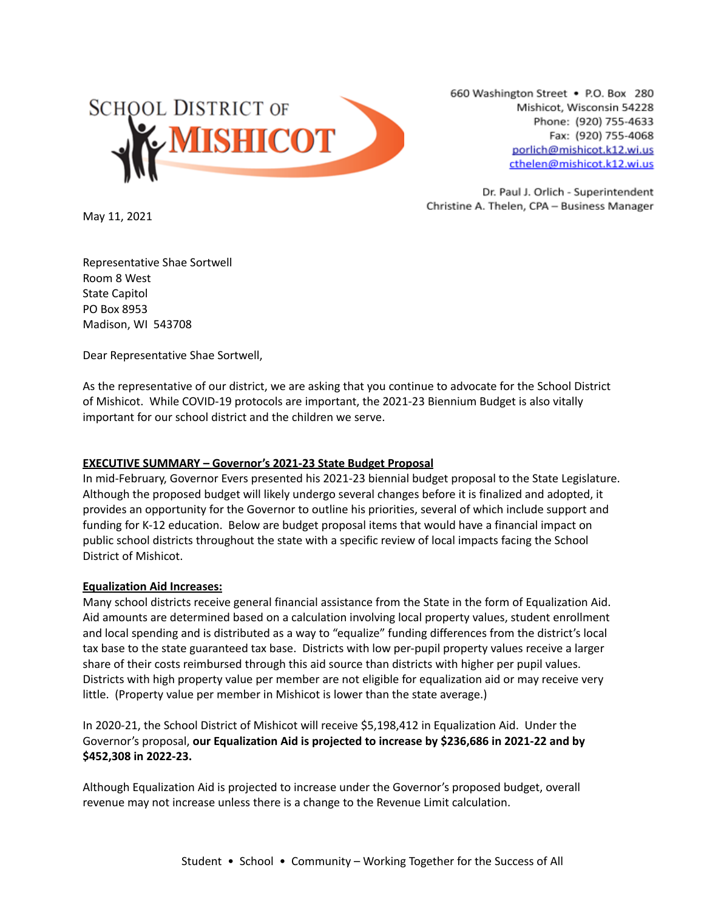SCHOOL DISTRICT OF MISHICOT

660 Washington Street • P.O. Box 280
Mishicot, Wisconsin 54228
Phone: (920) 755-4633
Fax: (920) 755-4068
porlich@mishicot.k12.wi.us
cthelen@mishicot.k12.wi.us

Dr. Paul J. Orlich - Superintendent
Christine A. Thelen, CPA – Business Manager

May 11, 2021

Representative Shae Sortwell
Room 8 West
State Capitol
PO Box 8953
Madison, WI 543708

Dear Representative Shae Sortwell,

As the representative of our district, we are asking that you continue to advocate for the School District of Mishicot. While COVID-19 protocols are important, the 2021-23 Biennium Budget is also vitally important for our school district and the children we serve.

**EXECUTIVE SUMMARY – Governor's 2021-23 State Budget Proposal**

In mid-February, Governor Evers presented his 2021-23 biennial budget proposal to the State Legislature. Although the proposed budget will likely undergo several changes before it is finalized and adopted, it provides an opportunity for the Governor to outline his priorities, several of which include support and funding for K-12 education. Below are budget proposal items that would have a financial impact on public school districts throughout the state with a specific review of local impacts facing the School District of Mishicot.

**Equalization Aid Increases:**

Many school districts receive general financial assistance from the State in the form of Equalization Aid. Aid amounts are determined based on a calculation involving local property values, student enrollment and local spending and is distributed as a way to "equalize" funding differences from the district's local tax base to the state guaranteed tax base. Districts with low per-pupil property values receive a larger share of their costs reimbursed through this aid source than districts with higher per pupil values. Districts with high property value per member are not eligible for equalization aid or may receive very little. (Property value per member in Mishicot is lower than the state average.)

In 2020-21, the School District of Mishicot will receive $5,198,412 in Equalization Aid. Under the Governor's proposal, **our Equalization Aid is projected to increase by $236,686 in 2021-22 and by $452,308 in 2022-23.**

Although Equalization Aid is projected to increase under the Governor's proposed budget, overall revenue may not increase unless there is a change to the Revenue Limit calculation.

Student • School • Community – Working Together for the Success of All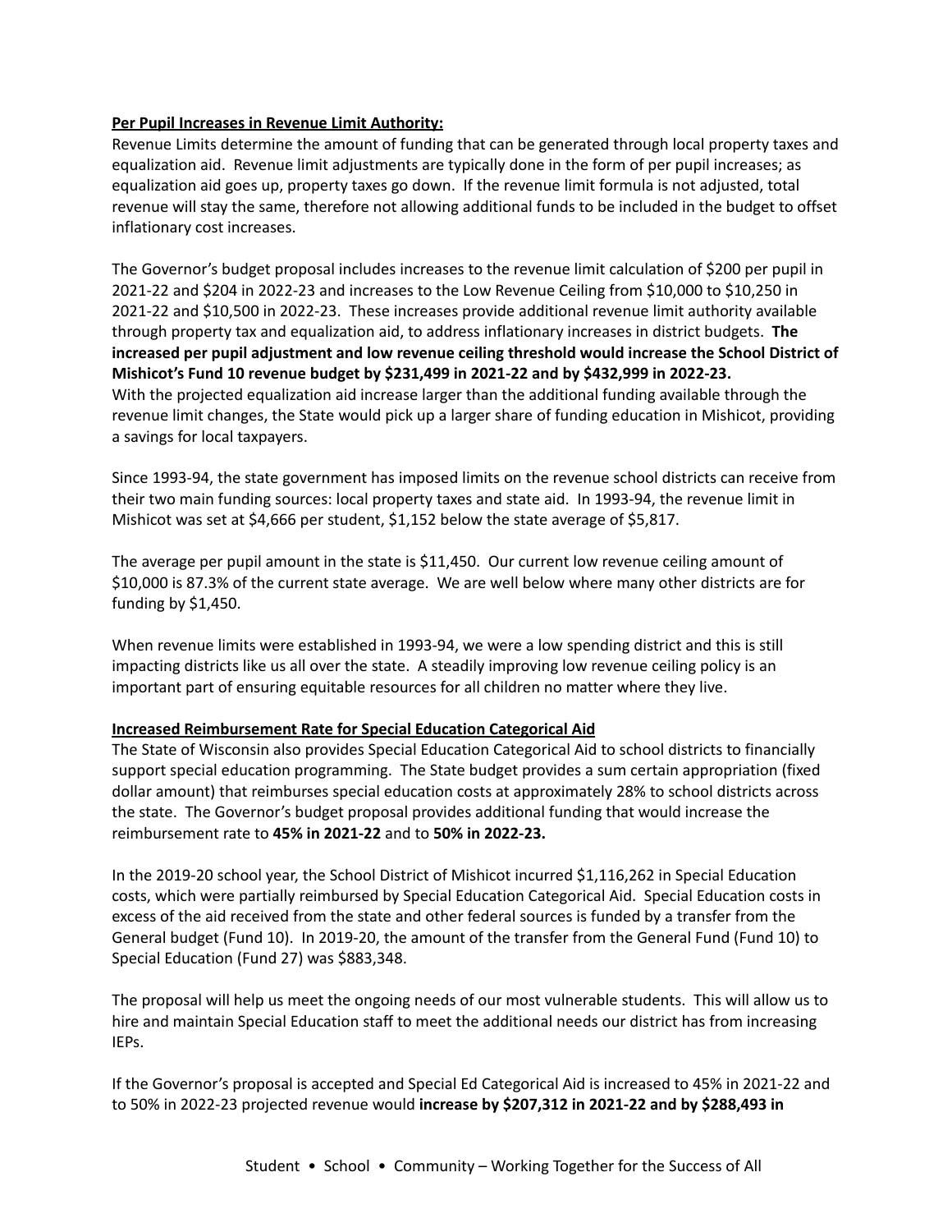**Per Pupil Increases in Revenue Limit Authority:**

Revenue Limits determine the amount of funding that can be generated through local property taxes and equalization aid. Revenue limit adjustments are typically done in the form of per pupil increases; as equalization aid goes up, property taxes go down. If the revenue limit formula is not adjusted, total revenue will stay the same, therefore not allowing additional funds to be included in the budget to offset inflationary cost increases.

The Governor's budget proposal includes increases to the revenue limit calculation of $200 per pupil in 2021-22 and $204 in 2022-23 and increases to the Low Revenue Ceiling from $10,000 to $10,250 in 2021-22 and $10,500 in 2022-23. These increases provide additional revenue limit authority available through property tax and equalization aid, to address inflationary increases in district budgets. **The increased per pupil adjustment and low revenue ceiling threshold would increase the School District of Mishicot's Fund 10 revenue budget by $231,499 in 2021-22 and by $432,999 in 2022-23.** With the projected equalization aid increase larger than the additional funding available through the revenue limit changes, the State would pick up a larger share of funding education in Mishicot, providing a savings for local taxpayers.

Since 1993-94, the state government has imposed limits on the revenue school districts can receive from their two main funding sources: local property taxes and state aid. In 1993-94, the revenue limit in Mishicot was set at $4,666 per student, $1,152 below the state average of $5,817.

The average per pupil amount in the state is $11,450. Our current low revenue ceiling amount of $10,000 is 87.3% of the current state average. We are well below where many other districts are for funding by $1,450.

When revenue limits were established in 1993-94, we were a low spending district and this is still impacting districts like us all over the state. A steadily improving low revenue ceiling policy is an important part of ensuring equitable resources for all children no matter where they live.

**Increased Reimbursement Rate for Special Education Categorical Aid**

The State of Wisconsin also provides Special Education Categorical Aid to school districts to financially support special education programming. The State budget provides a sum certain appropriation (fixed dollar amount) that reimburses special education costs at approximately 28% to school districts across the state. The Governor's budget proposal provides additional funding that would increase the reimbursement rate to **45% in 2021-22** and to **50% in 2022-23.**

In the 2019-20 school year, the School District of Mishicot incurred $1,116,262 in Special Education costs, which were partially reimbursed by Special Education Categorical Aid. Special Education costs in excess of the aid received from the state and other federal sources is funded by a transfer from the General budget (Fund 10). In 2019-20, the amount of the transfer from the General Fund (Fund 10) to Special Education (Fund 27) was $883,348.

The proposal will help us meet the ongoing needs of our most vulnerable students. This will allow us to hire and maintain Special Education staff to meet the additional needs our district has from increasing IEPs.

If the Governor's proposal is accepted and Special Ed Categorical Aid is increased to 45% in 2021-22 and to 50% in 2022-23 projected revenue would **increase by $207,312 in 2021-22 and by $288,493 in**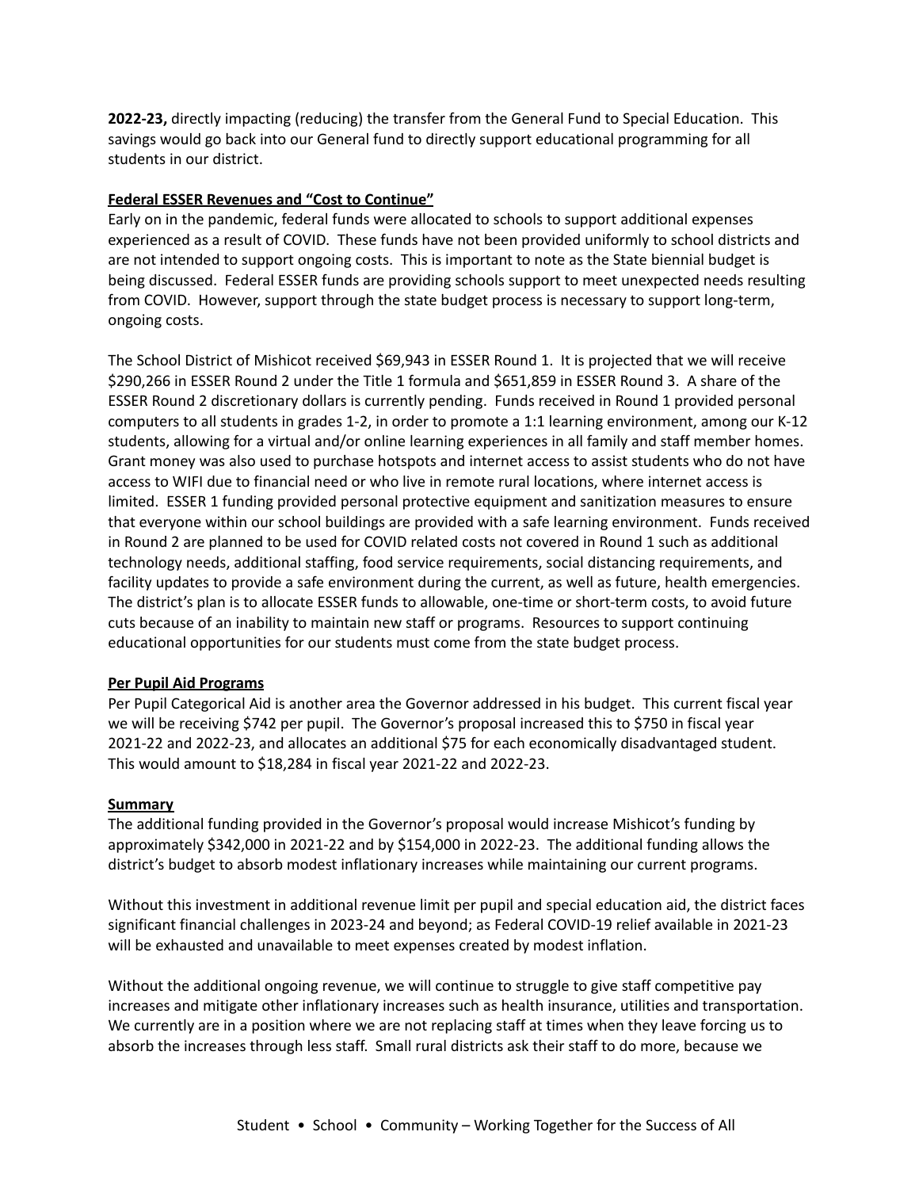**2022-23,** directly impacting (reducing) the transfer from the General Fund to Special Education. This savings would go back into our General fund to directly support educational programming for all students in our district.

**Federal ESSER Revenues and "Cost to Continue"**

Early on in the pandemic, federal funds were allocated to schools to support additional expenses experienced as a result of COVID. These funds have not been provided uniformly to school districts and are not intended to support ongoing costs. This is important to note as the State biennial budget is being discussed. Federal ESSER funds are providing schools support to meet unexpected needs resulting from COVID. However, support through the state budget process is necessary to support long-term, ongoing costs.

The School District of Mishicot received $69,943 in ESSER Round 1. It is projected that we will receive $290,266 in ESSER Round 2 under the Title 1 formula and $651,859 in ESSER Round 3. A share of the ESSER Round 2 discretionary dollars is currently pending. Funds received in Round 1 provided personal computers to all students in grades 1-2, in order to promote a 1:1 learning environment, among our K-12 students, allowing for a virtual and/or online learning experiences in all family and staff member homes. Grant money was also used to purchase hotspots and internet access to assist students who do not have access to WIFI due to financial need or who live in remote rural locations, where internet access is limited. ESSER 1 funding provided personal protective equipment and sanitization measures to ensure that everyone within our school buildings are provided with a safe learning environment. Funds received in Round 2 are planned to be used for COVID related costs not covered in Round 1 such as additional technology needs, additional staffing, food service requirements, social distancing requirements, and facility updates to provide a safe environment during the current, as well as future, health emergencies. The district's plan is to allocate ESSER funds to allowable, one-time or short-term costs, to avoid future cuts because of an inability to maintain new staff or programs. Resources to support continuing educational opportunities for our students must come from the state budget process.

**Per Pupil Aid Programs**

Per Pupil Categorical Aid is another area the Governor addressed in his budget. This current fiscal year we will be receiving $742 per pupil. The Governor's proposal increased this to $750 in fiscal year 2021-22 and 2022-23, and allocates an additional $75 for each economically disadvantaged student. This would amount to $18,284 in fiscal year 2021-22 and 2022-23.

**Summary**

The additional funding provided in the Governor's proposal would increase Mishicot's funding by approximately $342,000 in 2021-22 and by $154,000 in 2022-23. The additional funding allows the district's budget to absorb modest inflationary increases while maintaining our current programs.

Without this investment in additional revenue limit per pupil and special education aid, the district faces significant financial challenges in 2023-24 and beyond; as Federal COVID-19 relief available in 2021-23 will be exhausted and unavailable to meet expenses created by modest inflation.

Without the additional ongoing revenue, we will continue to struggle to give staff competitive pay increases and mitigate other inflationary increases such as health insurance, utilities and transportation. We currently are in a position where we are not replacing staff at times when they leave forcing us to absorb the increases through less staff. Small rural districts ask their staff to do more, because we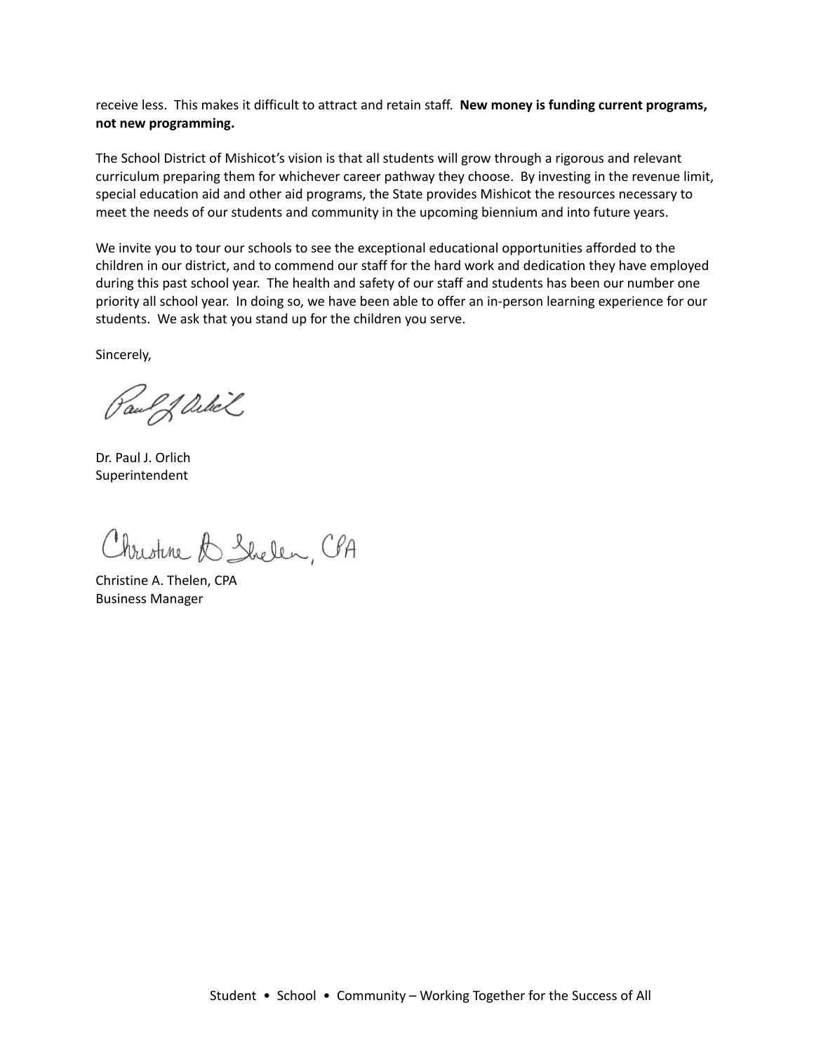receive less. This makes it difficult to attract and retain staff. **New money is funding current programs, not new programming.**

The School District of Mishicot's vision is that all students will grow through a rigorous and relevant curriculum preparing them for whichever career pathway they choose. By investing in the revenue limit, special education aid and other aid programs, the State provides Mishicot the resources necessary to meet the needs of our students and community in the upcoming biennium and into future years.

We invite you to tour our schools to see the exceptional educational opportunities afforded to the children in our district, and to commend our staff for the hard work and dedication they have employed during this past school year. The health and safety of our staff and students has been our number one priority all school year. In doing so, we have been able to offer an in-person learning experience for our students. We ask that you stand up for the children you serve.

Sincerely,

Dr. Paul J. Orlich
Superintendent

Christine A. Thelen, CPA
Business Manager

Student • School • Community – Working Together for the Success of All